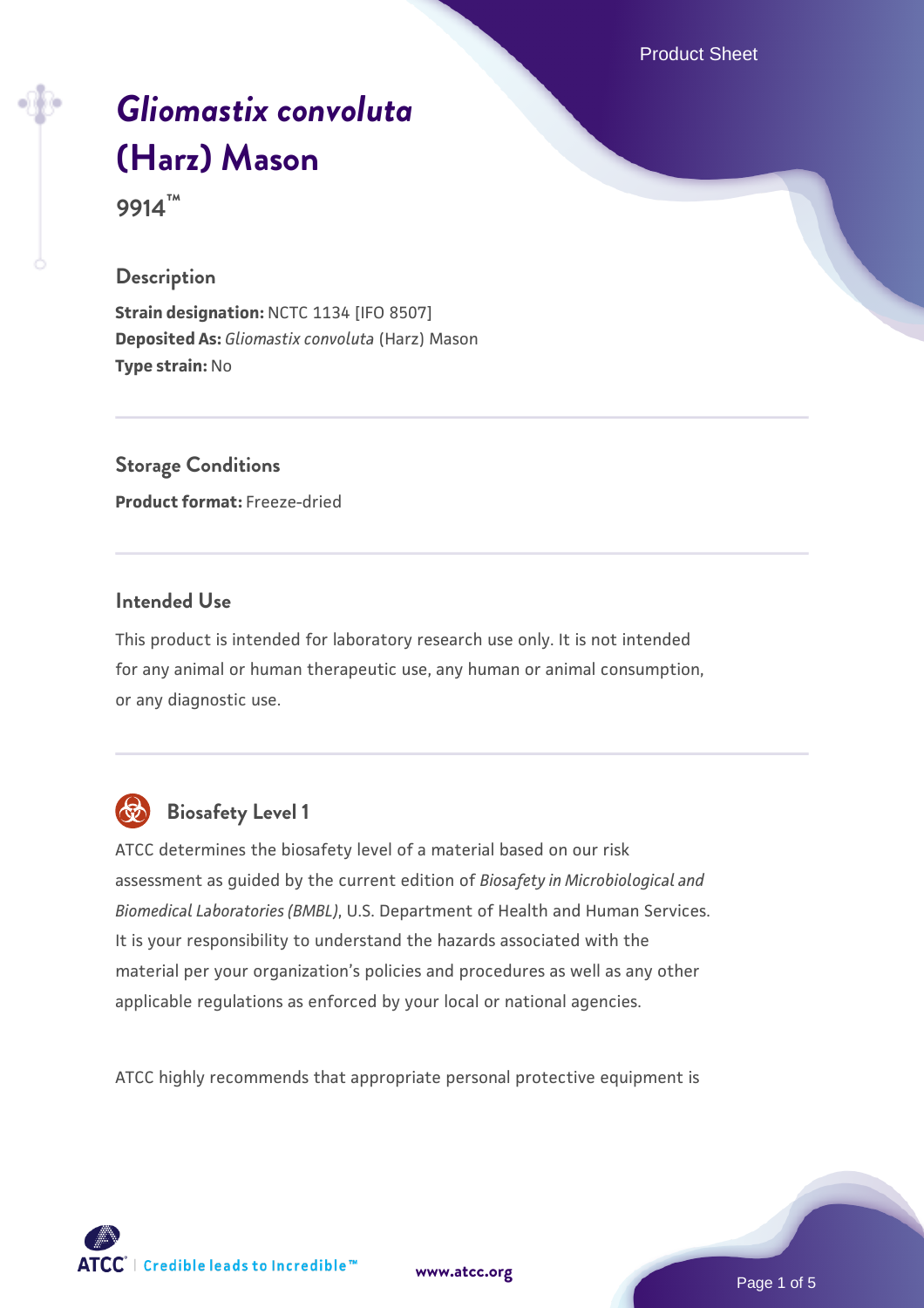# *Gliomastix convoluta* (Harz) Mason

**9914™**

## Description

**Strain designation:** NCTC 1134 [IFO 8507]
**Deposited As:** *Gliomastix convoluta* (Harz) Mason
**Type strain:** No

## Storage Conditions

**Product format:** Freeze-dried

## Intended Use

This product is intended for laboratory research use only. It is not intended for any animal or human therapeutic use, any human or animal consumption, or any diagnostic use.

## Biosafety Level 1

ATCC determines the biosafety level of a material based on our risk assessment as guided by the current edition of *Biosafety in Microbiological and Biomedical Laboratories (BMBL)*, U.S. Department of Health and Human Services. It is your responsibility to understand the hazards associated with the material per your organization's policies and procedures as well as any other applicable regulations as enforced by your local or national agencies.

ATCC highly recommends that appropriate personal protective equipment is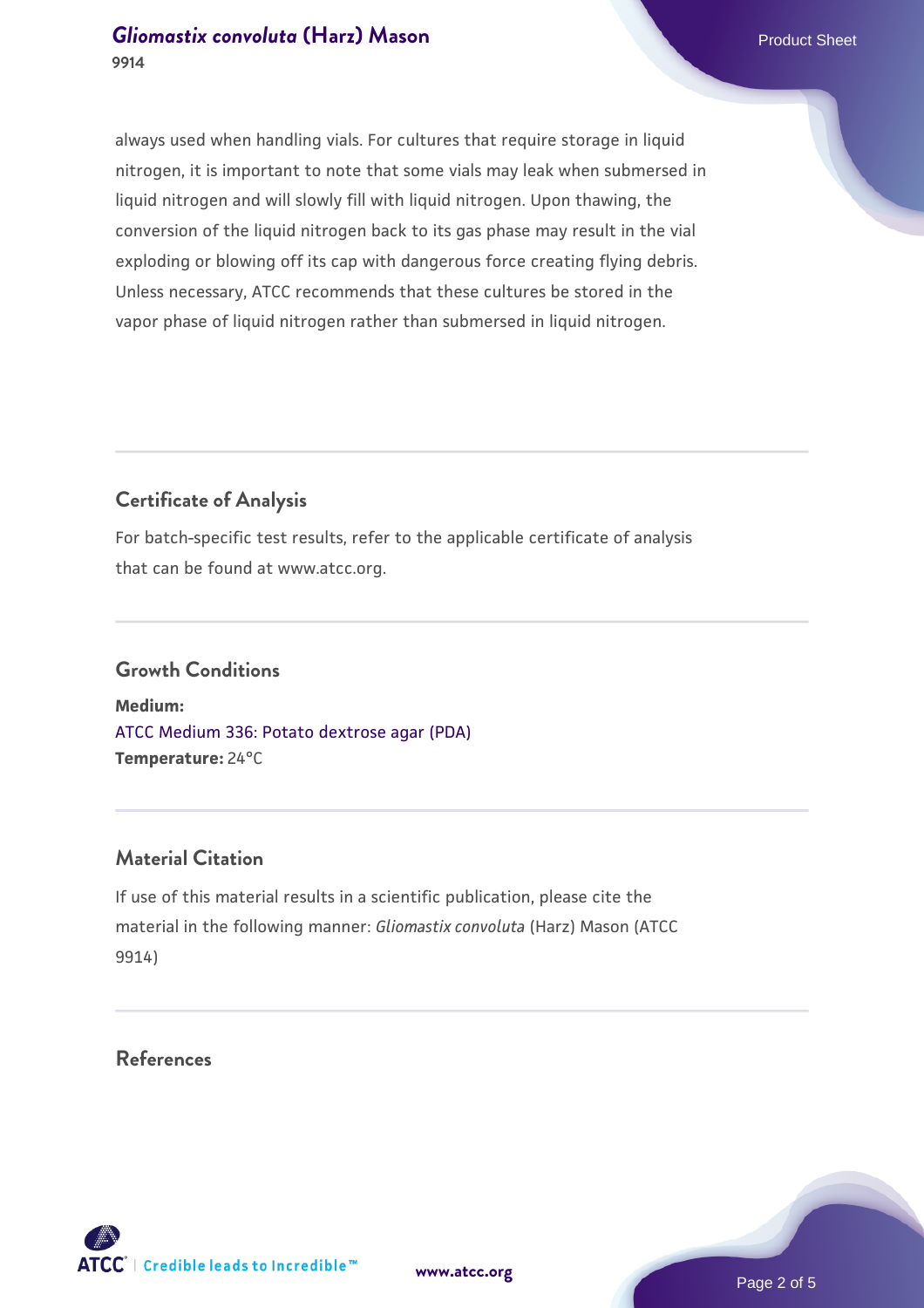always used when handling vials. For cultures that require storage in liquid nitrogen, it is important to note that some vials may leak when submersed in liquid nitrogen and will slowly fill with liquid nitrogen. Upon thawing, the conversion of the liquid nitrogen back to its gas phase may result in the vial exploding or blowing off its cap with dangerous force creating flying debris. Unless necessary, ATCC recommends that these cultures be stored in the vapor phase of liquid nitrogen rather than submersed in liquid nitrogen.

## Certificate of Analysis

For batch-specific test results, refer to the applicable certificate of analysis that can be found at www.atcc.org.

## Growth Conditions

**Medium:**
ATCC Medium 336: Potato dextrose agar (PDA)
**Temperature:** 24°C

## Material Citation

If use of this material results in a scientific publication, please cite the material in the following manner: *Gliomastix convoluta* (Harz) Mason (ATCC 9914)

## References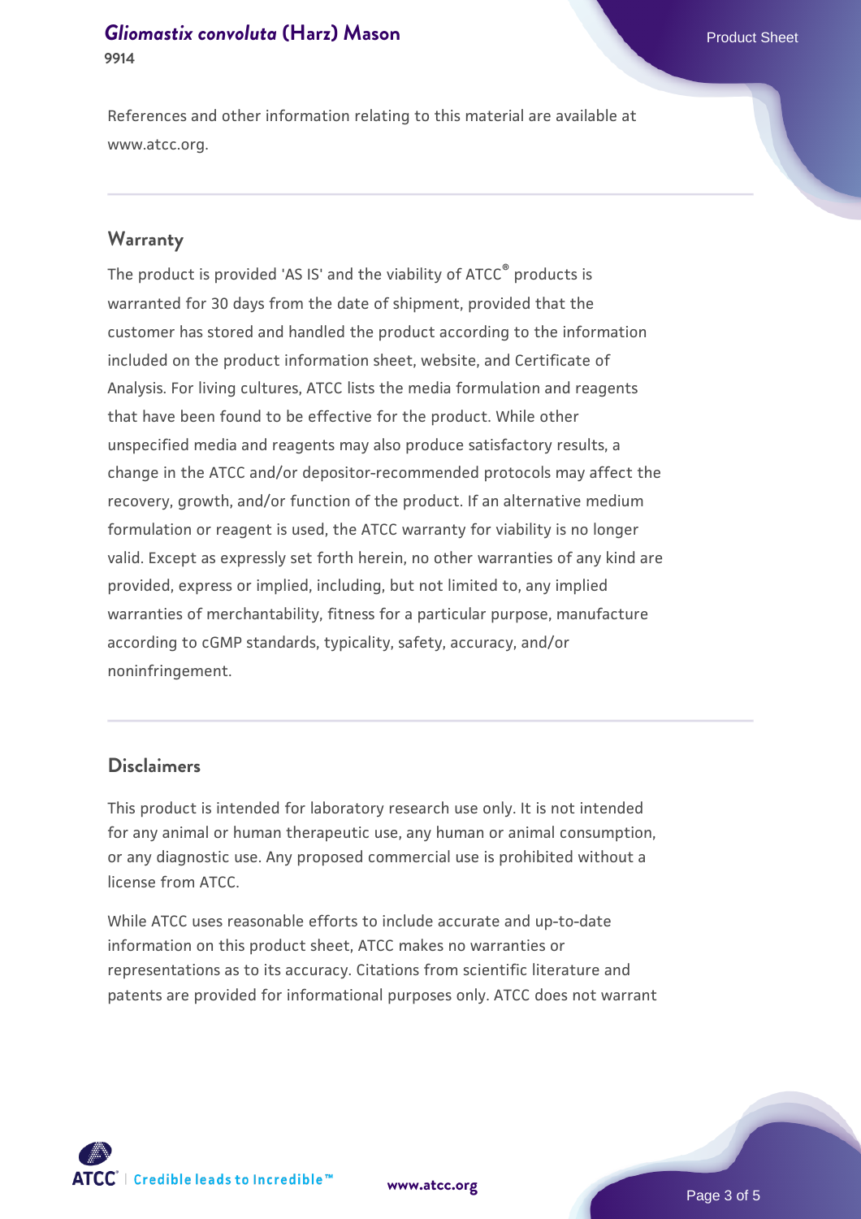References and other information relating to this material are available at www.atcc.org.

## Warranty

The product is provided 'AS IS' and the viability of ATCC® products is warranted for 30 days from the date of shipment, provided that the customer has stored and handled the product according to the information included on the product information sheet, website, and Certificate of Analysis. For living cultures, ATCC lists the media formulation and reagents that have been found to be effective for the product. While other unspecified media and reagents may also produce satisfactory results, a change in the ATCC and/or depositor-recommended protocols may affect the recovery, growth, and/or function of the product. If an alternative medium formulation or reagent is used, the ATCC warranty for viability is no longer valid. Except as expressly set forth herein, no other warranties of any kind are provided, express or implied, including, but not limited to, any implied warranties of merchantability, fitness for a particular purpose, manufacture according to cGMP standards, typicality, safety, accuracy, and/or noninfringement.

## Disclaimers

This product is intended for laboratory research use only. It is not intended for any animal or human therapeutic use, any human or animal consumption, or any diagnostic use. Any proposed commercial use is prohibited without a license from ATCC.

While ATCC uses reasonable efforts to include accurate and up-to-date information on this product sheet, ATCC makes no warranties or representations as to its accuracy. Citations from scientific literature and patents are provided for informational purposes only. ATCC does not warrant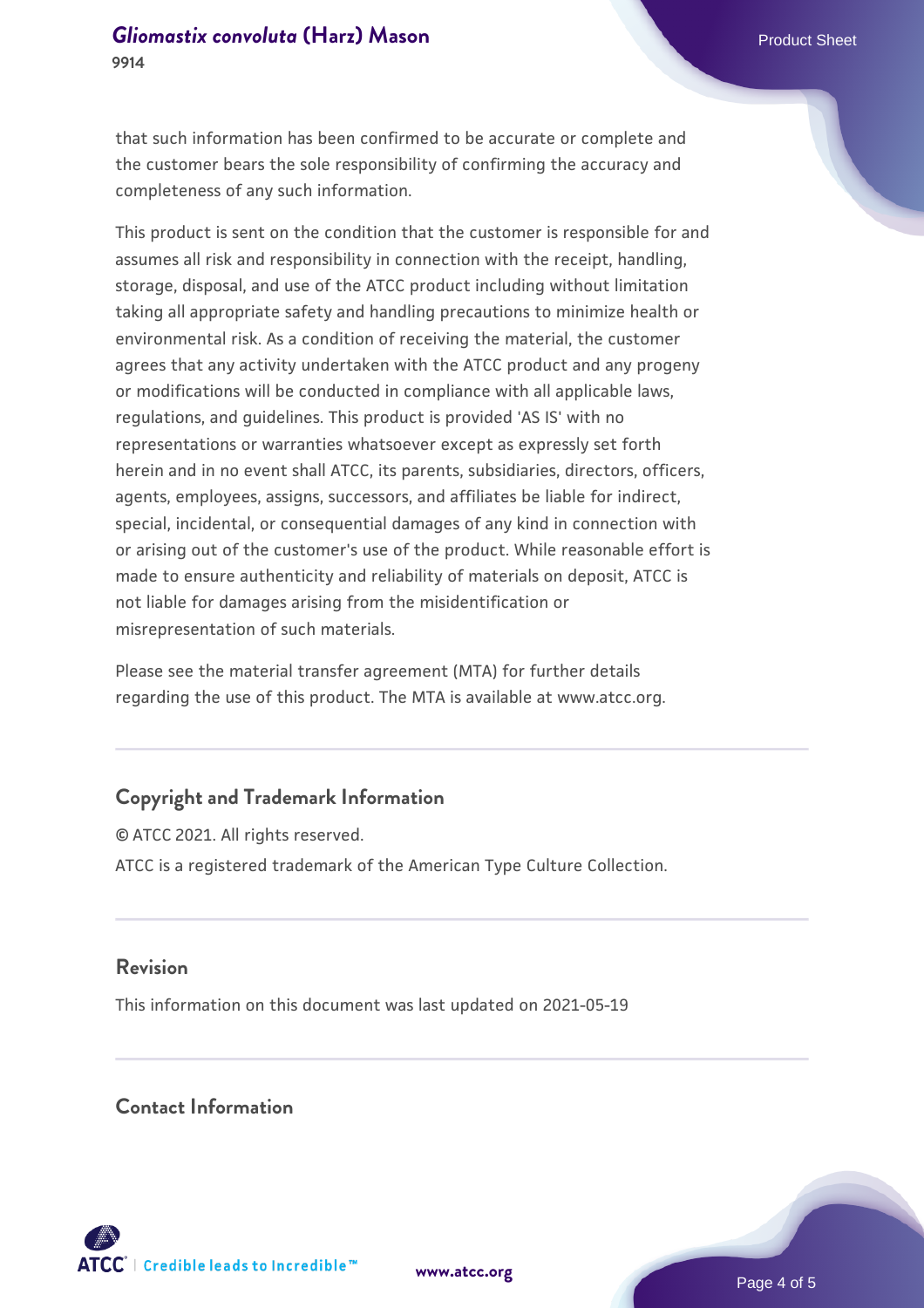that such information has been confirmed to be accurate or complete and the customer bears the sole responsibility of confirming the accuracy and completeness of any such information.

This product is sent on the condition that the customer is responsible for and assumes all risk and responsibility in connection with the receipt, handling, storage, disposal, and use of the ATCC product including without limitation taking all appropriate safety and handling precautions to minimize health or environmental risk. As a condition of receiving the material, the customer agrees that any activity undertaken with the ATCC product and any progeny or modifications will be conducted in compliance with all applicable laws, regulations, and guidelines. This product is provided 'AS IS' with no representations or warranties whatsoever except as expressly set forth herein and in no event shall ATCC, its parents, subsidiaries, directors, officers, agents, employees, assigns, successors, and affiliates be liable for indirect, special, incidental, or consequential damages of any kind in connection with or arising out of the customer's use of the product. While reasonable effort is made to ensure authenticity and reliability of materials on deposit, ATCC is not liable for damages arising from the misidentification or misrepresentation of such materials.

Please see the material transfer agreement (MTA) for further details regarding the use of this product. The MTA is available at www.atcc.org.

## Copyright and Trademark Information

© ATCC 2021. All rights reserved.

ATCC is a registered trademark of the American Type Culture Collection.

## Revision

This information on this document was last updated on 2021-05-19

## Contact Information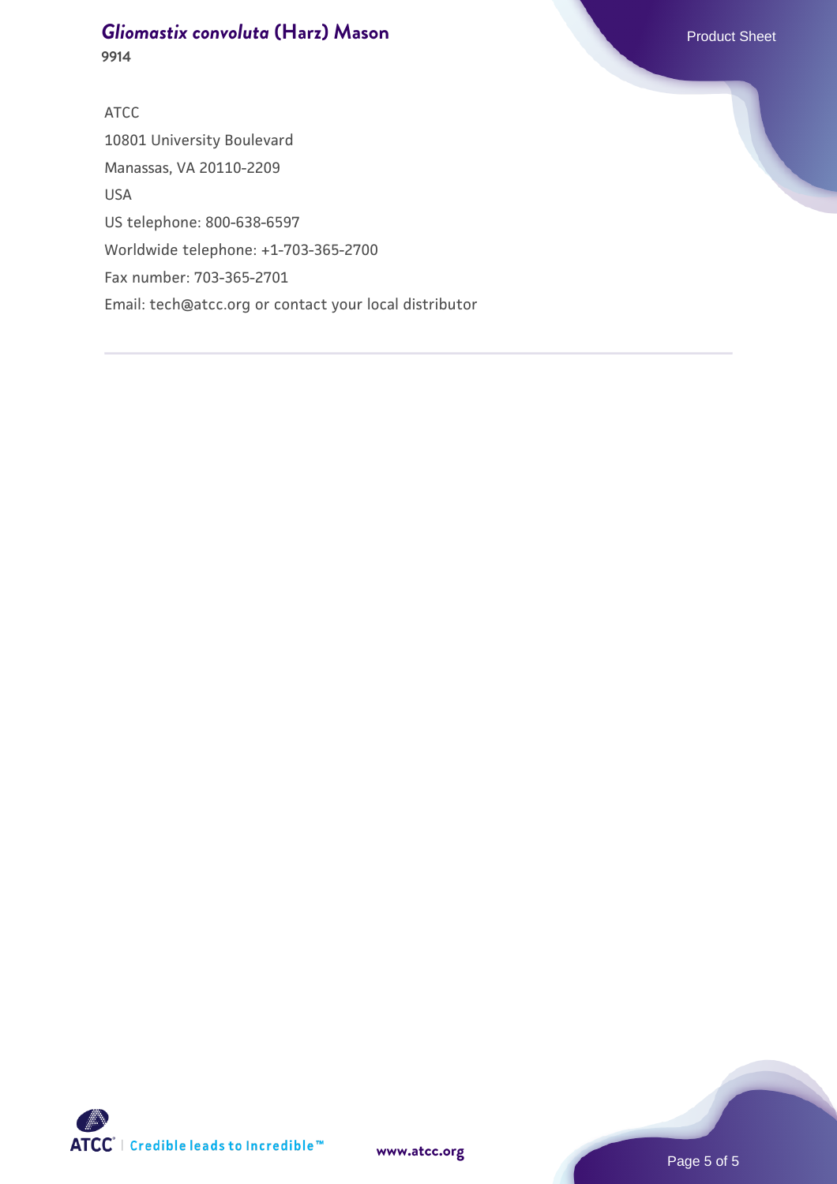ATCC

10801 University Boulevard

Manassas, VA 20110-2209

USA

US telephone: 800-638-6597

Worldwide telephone: +1-703-365-2700

Fax number: 703-365-2701

Email: tech@atcc.org or contact your local distributor